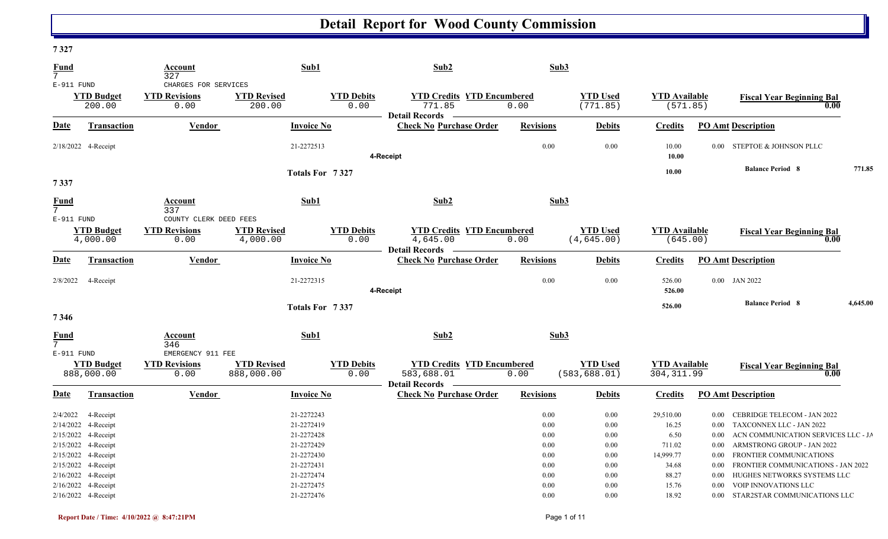# Detail Report for Wood County Commission

## 7 327

| Fund | Account | Sub1 | Sub2 | Sub3 |
|---|---|---|---|---|
| 7 | 327 | | | |
| E-911 FUND | CHARGES FOR SERVICES | | | |

| YTD Budget | YTD Revisions | YTD Revised | YTD Debits | YTD Credits | YTD Encumbered | YTD Used | YTD Available | Fiscal Year Beginning Bal |
|---|---|---|---|---|---|---|---|---|
| 200.00 | 0.00 | 200.00 | 0.00 | 771.85 | 0.00 | (771.85) | (571.85) | 0.00 |

**Detail Records**

| Date | Transaction | Vendor | Invoice No | Check No | Purchase Order | Revisions | Debits | Credits | PO Amt | Description |
|---|---|---|---|---|---|---|---|---|---|---|
| 2/18/2022 | 4-Receipt | | 21-2272513 | | | 0.00 | 0.00 | 10.00 | 0.00 | STEPTOE & JOHNSON PLLC |
| | | | | 4-Receipt | | | | 10.00 | | |
| | | | Totals For 7 327 | | | | | 10.00 | | Balance Period 8 — 771.85 |

## 7 337

| Fund | Account | Sub1 | Sub2 | Sub3 |
|---|---|---|---|---|
| 7 | 337 | | | |
| E-911 FUND | COUNTY CLERK DEED FEES | | | |

| YTD Budget | YTD Revisions | YTD Revised | YTD Debits | YTD Credits | YTD Encumbered | YTD Used | YTD Available | Fiscal Year Beginning Bal |
|---|---|---|---|---|---|---|---|---|
| 4,000.00 | 0.00 | 4,000.00 | 0.00 | 4,645.00 | 0.00 | (4,645.00) | (645.00) | 0.00 |

**Detail Records**

| Date | Transaction | Vendor | Invoice No | Check No | Purchase Order | Revisions | Debits | Credits | PO Amt | Description |
|---|---|---|---|---|---|---|---|---|---|---|
| 2/8/2022 | 4-Receipt | | 21-2272315 | | | 0.00 | 0.00 | 526.00 | 0.00 | JAN 2022 |
| | | | | 4-Receipt | | | | 526.00 | | |
| | | | Totals For 7 337 | | | | | 526.00 | | Balance Period 8 — 4,645.00 |

## 7 346

| Fund | Account | Sub1 | Sub2 | Sub3 |
|---|---|---|---|---|
| 7 | 346 | | | |
| E-911 FUND | EMERGENCY 911 FEE | | | |

| YTD Budget | YTD Revisions | YTD Revised | YTD Debits | YTD Credits | YTD Encumbered | YTD Used | YTD Available | Fiscal Year Beginning Bal |
|---|---|---|---|---|---|---|---|---|
| 888,000.00 | 0.00 | 888,000.00 | 0.00 | 583,688.01 | 0.00 | (583,688.01) | 304,311.99 | 0.00 |

**Detail Records**

| Date | Transaction | Vendor | Invoice No | Check No | Purchase Order | Revisions | Debits | Credits | PO Amt | Description |
|---|---|---|---|---|---|---|---|---|---|---|
| 2/4/2022 | 4-Receipt | | 21-2272243 | | | 0.00 | 0.00 | 29,510.00 | 0.00 | CEBRIDGE TELECOM - JAN 2022 |
| 2/14/2022 | 4-Receipt | | 21-2272419 | | | 0.00 | 0.00 | 16.25 | 0.00 | TAXCONNEX LLC - JAN 2022 |
| 2/15/2022 | 4-Receipt | | 21-2272428 | | | 0.00 | 0.00 | 6.50 | 0.00 | ACN COMMUNICATION SERVICES LLC - JA |
| 2/15/2022 | 4-Receipt | | 21-2272429 | | | 0.00 | 0.00 | 711.02 | 0.00 | ARMSTRONG GROUP - JAN 2022 |
| 2/15/2022 | 4-Receipt | | 21-2272430 | | | 0.00 | 0.00 | 14,999.77 | 0.00 | FRONTIER COMMUNICATIONS |
| 2/15/2022 | 4-Receipt | | 21-2272431 | | | 0.00 | 0.00 | 34.68 | 0.00 | FRONTIER COMMUNICATIONS - JAN 2022 |
| 2/16/2022 | 4-Receipt | | 21-2272474 | | | 0.00 | 0.00 | 88.27 | 0.00 | HUGHES NETWORKS SYSTEMS LLC |
| 2/16/2022 | 4-Receipt | | 21-2272475 | | | 0.00 | 0.00 | 15.76 | 0.00 | VOIP INNOVATIONS LLC |
| 2/16/2022 | 4-Receipt | | 21-2272476 | | | 0.00 | 0.00 | 18.92 | 0.00 | STAR2STAR COMMUNICATIONS LLC |

Report Date / Time: 4/10/2022 @ 8:47:21PM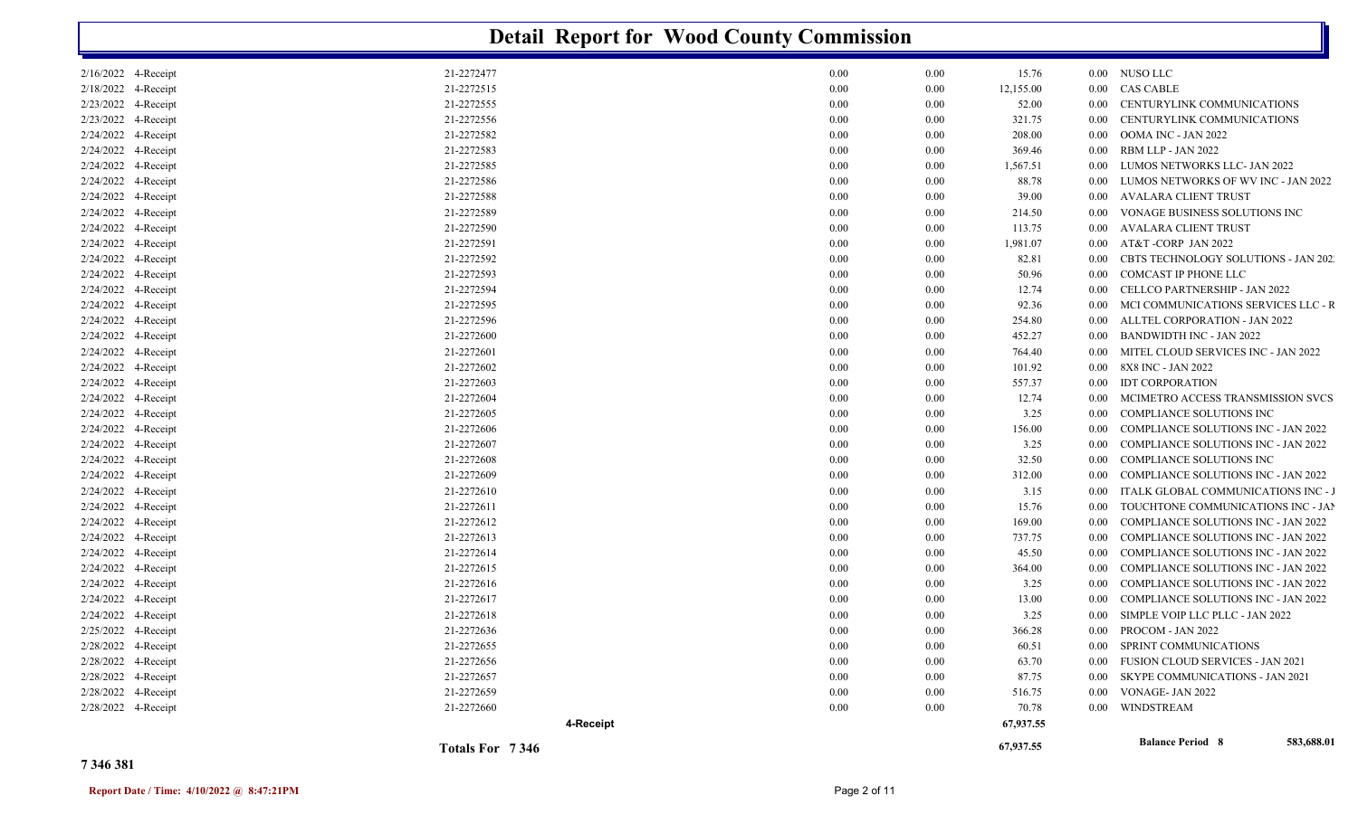# Detail Report for Wood County Commission

| Date | Type | Reference | | | | Amount | | Description |
|---|---|---|---|---|---|---|---|---|
| 2/16/2022 | 4-Receipt | 21-2272477 | | 0.00 | 0.00 | 15.76 | 0.00 | NUSO LLC |
| 2/18/2022 | 4-Receipt | 21-2272515 | | 0.00 | 0.00 | 12,155.00 | 0.00 | CAS CABLE |
| 2/23/2022 | 4-Receipt | 21-2272555 | | 0.00 | 0.00 | 52.00 | 0.00 | CENTURYLINK COMMUNICATIONS |
| 2/23/2022 | 4-Receipt | 21-2272556 | | 0.00 | 0.00 | 321.75 | 0.00 | CENTURYLINK COMMUNICATIONS |
| 2/24/2022 | 4-Receipt | 21-2272582 | | 0.00 | 0.00 | 208.00 | 0.00 | OOMA INC - JAN 2022 |
| 2/24/2022 | 4-Receipt | 21-2272583 | | 0.00 | 0.00 | 369.46 | 0.00 | RBM LLP - JAN 2022 |
| 2/24/2022 | 4-Receipt | 21-2272585 | | 0.00 | 0.00 | 1,567.51 | 0.00 | LUMOS NETWORKS LLC- JAN 2022 |
| 2/24/2022 | 4-Receipt | 21-2272586 | | 0.00 | 0.00 | 88.78 | 0.00 | LUMOS NETWORKS OF WV INC - JAN 2022 |
| 2/24/2022 | 4-Receipt | 21-2272588 | | 0.00 | 0.00 | 39.00 | 0.00 | AVALARA CLIENT TRUST |
| 2/24/2022 | 4-Receipt | 21-2272589 | | 0.00 | 0.00 | 214.50 | 0.00 | VONAGE BUSINESS SOLUTIONS INC |
| 2/24/2022 | 4-Receipt | 21-2272590 | | 0.00 | 0.00 | 113.75 | 0.00 | AVALARA CLIENT TRUST |
| 2/24/2022 | 4-Receipt | 21-2272591 | | 0.00 | 0.00 | 1,981.07 | 0.00 | AT&T -CORP JAN 2022 |
| 2/24/2022 | 4-Receipt | 21-2272592 | | 0.00 | 0.00 | 82.81 | 0.00 | CBTS TECHNOLOGY SOLUTIONS - JAN 202 |
| 2/24/2022 | 4-Receipt | 21-2272593 | | 0.00 | 0.00 | 50.96 | 0.00 | COMCAST IP PHONE LLC |
| 2/24/2022 | 4-Receipt | 21-2272594 | | 0.00 | 0.00 | 12.74 | 0.00 | CELLCO PARTNERSHIP - JAN 2022 |
| 2/24/2022 | 4-Receipt | 21-2272595 | | 0.00 | 0.00 | 92.36 | 0.00 | MCI COMMUNICATIONS SERVICES LLC - R |
| 2/24/2022 | 4-Receipt | 21-2272596 | | 0.00 | 0.00 | 254.80 | 0.00 | ALLTEL CORPORATION - JAN 2022 |
| 2/24/2022 | 4-Receipt | 21-2272600 | | 0.00 | 0.00 | 452.27 | 0.00 | BANDWIDTH INC - JAN 2022 |
| 2/24/2022 | 4-Receipt | 21-2272601 | | 0.00 | 0.00 | 764.40 | 0.00 | MITEL CLOUD SERVICES INC - JAN 2022 |
| 2/24/2022 | 4-Receipt | 21-2272602 | | 0.00 | 0.00 | 101.92 | 0.00 | 8X8 INC - JAN 2022 |
| 2/24/2022 | 4-Receipt | 21-2272603 | | 0.00 | 0.00 | 557.37 | 0.00 | IDT CORPORATION |
| 2/24/2022 | 4-Receipt | 21-2272604 | | 0.00 | 0.00 | 12.74 | 0.00 | MCIMETRO ACCESS TRANSMISSION SVCS |
| 2/24/2022 | 4-Receipt | 21-2272605 | | 0.00 | 0.00 | 3.25 | 0.00 | COMPLIANCE SOLUTIONS INC |
| 2/24/2022 | 4-Receipt | 21-2272606 | | 0.00 | 0.00 | 156.00 | 0.00 | COMPLIANCE SOLUTIONS INC - JAN 2022 |
| 2/24/2022 | 4-Receipt | 21-2272607 | | 0.00 | 0.00 | 3.25 | 0.00 | COMPLIANCE SOLUTIONS INC - JAN 2022 |
| 2/24/2022 | 4-Receipt | 21-2272608 | | 0.00 | 0.00 | 32.50 | 0.00 | COMPLIANCE SOLUTIONS INC |
| 2/24/2022 | 4-Receipt | 21-2272609 | | 0.00 | 0.00 | 312.00 | 0.00 | COMPLIANCE SOLUTIONS INC - JAN 2022 |
| 2/24/2022 | 4-Receipt | 21-2272610 | | 0.00 | 0.00 | 3.15 | 0.00 | ITALK GLOBAL COMMUNICATIONS INC - J |
| 2/24/2022 | 4-Receipt | 21-2272611 | | 0.00 | 0.00 | 15.76 | 0.00 | TOUCHTONE COMMUNICATIONS INC - JAN |
| 2/24/2022 | 4-Receipt | 21-2272612 | | 0.00 | 0.00 | 169.00 | 0.00 | COMPLIANCE SOLUTIONS INC - JAN 2022 |
| 2/24/2022 | 4-Receipt | 21-2272613 | | 0.00 | 0.00 | 737.75 | 0.00 | COMPLIANCE SOLUTIONS INC - JAN 2022 |
| 2/24/2022 | 4-Receipt | 21-2272614 | | 0.00 | 0.00 | 45.50 | 0.00 | COMPLIANCE SOLUTIONS INC - JAN 2022 |
| 2/24/2022 | 4-Receipt | 21-2272615 | | 0.00 | 0.00 | 364.00 | 0.00 | COMPLIANCE SOLUTIONS INC - JAN 2022 |
| 2/24/2022 | 4-Receipt | 21-2272616 | | 0.00 | 0.00 | 3.25 | 0.00 | COMPLIANCE SOLUTIONS INC - JAN 2022 |
| 2/24/2022 | 4-Receipt | 21-2272617 | | 0.00 | 0.00 | 13.00 | 0.00 | COMPLIANCE SOLUTIONS INC - JAN 2022 |
| 2/24/2022 | 4-Receipt | 21-2272618 | | 0.00 | 0.00 | 3.25 | 0.00 | SIMPLE VOIP LLC PLLC - JAN 2022 |
| 2/25/2022 | 4-Receipt | 21-2272636 | | 0.00 | 0.00 | 366.28 | 0.00 | PROCOM - JAN 2022 |
| 2/28/2022 | 4-Receipt | 21-2272655 | | 0.00 | 0.00 | 60.51 | 0.00 | SPRINT COMMUNICATIONS |
| 2/28/2022 | 4-Receipt | 21-2272656 | | 0.00 | 0.00 | 63.70 | 0.00 | FUSION CLOUD SERVICES - JAN 2021 |
| 2/28/2022 | 4-Receipt | 21-2272657 | | 0.00 | 0.00 | 87.75 | 0.00 | SKYPE COMMUNICATIONS - JAN 2021 |
| 2/28/2022 | 4-Receipt | 21-2272659 | | 0.00 | 0.00 | 516.75 | 0.00 | VONAGE- JAN 2022 |
| 2/28/2022 | 4-Receipt | 21-2272660 | | 0.00 | 0.00 | 70.78 | 0.00 | WINDSTREAM |
| | | | **4-Receipt** | | | **67,937.55** | | |
| | | **Totals For 7 346** | | | | **67,937.55** | | **Balance Period 8** 583,688.01 |

**7 346 381**

**Report Date / Time: 4/10/2022 @ 8:47:21PM**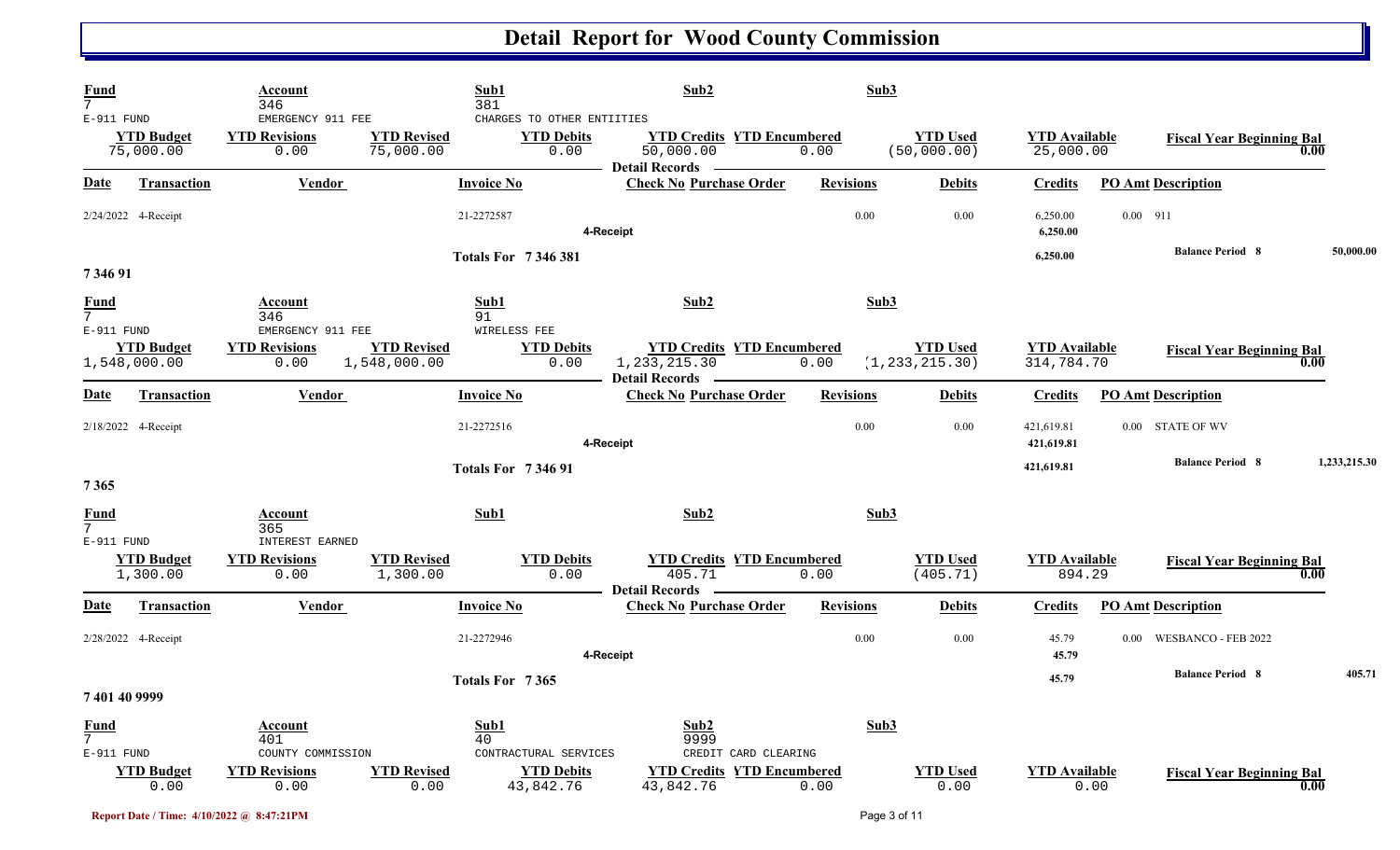# Detail Report for Wood County Commission

| Fund | Account | | Sub1 | Sub2 | Sub3 | | |
|---|---|---|---|---|---|---|---|
| 7 | 346 | | 381 | | | | |
| E-911 FUND | EMERGENCY 911 FEE | | CHARGES TO OTHER ENTIITIES | | | | |
| **YTD Budget** | **YTD Revisions** | **YTD Revised** | **YTD Debits** | **YTD Credits** | **YTD Encumbered** | **YTD Used** | **YTD Available** | **Fiscal Year Beginning Bal** |
| 75,000.00 | 0.00 | 75,000.00 | 0.00 | 50,000.00 | 0.00 | (50,000.00) | 25,000.00 | 0.00 |

**Detail Records**

| Date | Transaction | Vendor | Invoice No | Check No | Purchase Order | Revisions | Debits | Credits | PO Amt | Description |
|---|---|---|---|---|---|---|---|---|---|---|
| 2/24/2022 | 4-Receipt | | 21-2272587 | | | 0.00 | 0.00 | 6,250.00 | 0.00 | 911 |
| | | | | 4-Receipt | | | | 6,250.00 | | |
| | | | Totals For 7 346 381 | | | | | 6,250.00 | | Balance Period 8 — 50,000.00 |

**7 346 91**

| Fund | Account | | Sub1 | Sub2 | Sub3 | | |
|---|---|---|---|---|---|---|---|
| 7 | 346 | | 91 | | | | |
| E-911 FUND | EMERGENCY 911 FEE | | WIRELESS FEE | | | | |
| **YTD Budget** | **YTD Revisions** | **YTD Revised** | **YTD Debits** | **YTD Credits** | **YTD Encumbered** | **YTD Used** | **YTD Available** | **Fiscal Year Beginning Bal** |
| 1,548,000.00 | 0.00 | 1,548,000.00 | 0.00 | 1,233,215.30 | 0.00 | (1,233,215.30) | 314,784.70 | 0.00 |

**Detail Records**

| Date | Transaction | Vendor | Invoice No | Check No | Purchase Order | Revisions | Debits | Credits | PO Amt | Description |
|---|---|---|---|---|---|---|---|---|---|---|
| 2/18/2022 | 4-Receipt | | 21-2272516 | | | 0.00 | 0.00 | 421,619.81 | 0.00 | STATE OF WV |
| | | | | 4-Receipt | | | | 421,619.81 | | |
| | | | Totals For 7 346 91 | | | | | 421,619.81 | | Balance Period 8 — 1,233,215.30 |

**7 365**

| Fund | Account | | Sub1 | Sub2 | Sub3 | | |
|---|---|---|---|---|---|---|---|
| 7 | 365 | | | | | | |
| E-911 FUND | INTEREST EARNED | | | | | | |
| **YTD Budget** | **YTD Revisions** | **YTD Revised** | **YTD Debits** | **YTD Credits** | **YTD Encumbered** | **YTD Used** | **YTD Available** | **Fiscal Year Beginning Bal** |
| 1,300.00 | 0.00 | 1,300.00 | 0.00 | 405.71 | 0.00 | (405.71) | 894.29 | 0.00 |

**Detail Records**

| Date | Transaction | Vendor | Invoice No | Check No | Purchase Order | Revisions | Debits | Credits | PO Amt | Description |
|---|---|---|---|---|---|---|---|---|---|---|
| 2/28/2022 | 4-Receipt | | 21-2272946 | | | 0.00 | 0.00 | 45.79 | 0.00 | WESBANCO - FEB 2022 |
| | | | | 4-Receipt | | | | 45.79 | | |
| | | | Totals For 7 365 | | | | | 45.79 | | Balance Period 8 — 405.71 |

**7 401 40 9999**

| Fund | Account | | Sub1 | Sub2 | Sub3 | | |
|---|---|---|---|---|---|---|---|
| 7 | 401 | | 40 | 9999 | | | |
| E-911 FUND | COUNTY COMMISSION | | CONTRACTURAL SERVICES | CREDIT CARD CLEARING | | | |
| **YTD Budget** | **YTD Revisions** | **YTD Revised** | **YTD Debits** | **YTD Credits** | **YTD Encumbered** | **YTD Used** | **YTD Available** | **Fiscal Year Beginning Bal** |
| 0.00 | 0.00 | 0.00 | 43,842.76 | 43,842.76 | 0.00 | 0.00 | 0.00 | 0.00 |

Report Date / Time: 4/10/2022 @ 8:47:21PM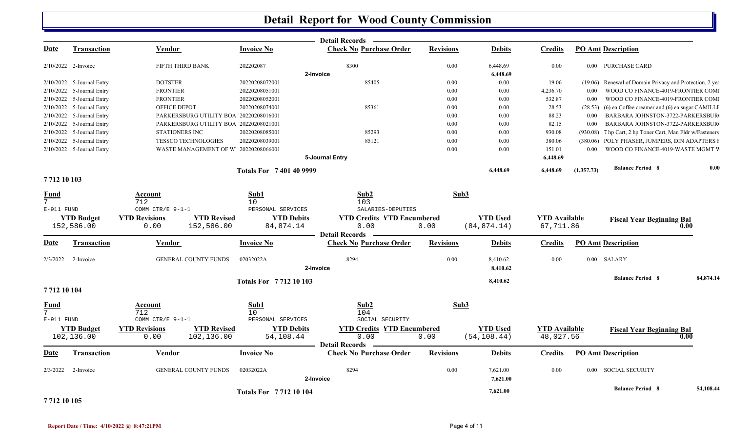# Detail Report for Wood County Commission

**Detail Records**

| Date | Transaction | Vendor | Invoice No | Check No | Purchase Order | Revisions | Debits | Credits | PO Amt | Description |
|---|---|---|---|---|---|---|---|---|---|---|
| 2/10/2022 | 2-Invoice | FIFTH THIRD BANK | 202202087 | 8300 | | 0.00 | 6,448.69 | 0.00 | 0.00 | PURCHASE CARD |
| | | | | **2-Invoice** | | | **6,448.69** | | | |
| 2/10/2022 | 5-Journal Entry | DOTSTER | 20220208072001 | | 85405 | 0.00 | 0.00 | 19.06 | (19.06) | Renewal of Domain Privacy and Protection, 2 yea |
| 2/10/2022 | 5-Journal Entry | FRONTIER | 20220208051001 | | | 0.00 | 0.00 | 4,236.70 | 0.00 | WOOD CO FINANCE-4019-FRONTIER COMI |
| 2/10/2022 | 5-Journal Entry | FRONTIER | 20220208052001 | | | 0.00 | 0.00 | 532.87 | 0.00 | WOOD CO FINANCE-4019-FRONTIER COMI |
| 2/10/2022 | 5-Journal Entry | OFFICE DEPOT | 20220208074001 | | 85361 | 0.00 | 0.00 | 28.53 | (28.53) | (6) ea Coffee creamer and (6) ea sugar CAMILLE |
| 2/10/2022 | 5-Journal Entry | PARKERSBURG UTILITY BOA | 20220208016001 | | | 0.00 | 0.00 | 88.23 | 0.00 | BARBARA JOHNSTON-3722-PARKERSBUR |
| 2/10/2022 | 5-Journal Entry | PARKERSBURG UTILITY BOA | 20220208021001 | | | 0.00 | 0.00 | 82.15 | 0.00 | BARBARA JOHNSTON-3722-PARKERSBUR |
| 2/10/2022 | 5-Journal Entry | STATIONERS INC | 20220208085001 | | 85293 | 0.00 | 0.00 | 930.08 | (930.08) | 7 hp Cart, 2 hp Toner Cart, Man Fldr w/Fasteners |
| 2/10/2022 | 5-Journal Entry | TESSCO TECHNOLOGIES | 20220208039001 | | 85121 | 0.00 | 0.00 | 380.06 | (380.06) | POLY PHASER, JUMPERS, DIN ADAPTERS F |
| 2/10/2022 | 5-Journal Entry | WASTE MANAGEMENT OF W | 20220208066001 | | | 0.00 | 0.00 | 151.01 | 0.00 | WOOD CO FINANCE-4019-WASTE MGMT W |
| | | | | **5-Journal Entry** | | | | **6,448.69** | | |
| | | | **Totals For 7 401 40 9999** | | | | **6,448.69** | **6,448.69** | **(1,357.73)** | **Balance Period 8** 0.00 |

## 7 712 10 103

| Fund | Account | Sub1 | Sub2 | Sub3 |
|---|---|---|---|---|
| 7 | 712 | 10 | 103 | |
| E-911 FUND | COMM CTR/E 9-1-1 | PERSONAL SERVICES | SALARIES-DEPUTIES | |

| YTD Budget | YTD Revisions | YTD Revised | YTD Debits | YTD Credits | YTD Encumbered | YTD Used | YTD Available | Fiscal Year Beginning Bal |
|---|---|---|---|---|---|---|---|---|
| 152,586.00 | 0.00 | 152,586.00 | 84,874.14 | 0.00 | 0.00 | (84,874.14) | 67,711.86 | 0.00 |

**Detail Records**

| Date | Transaction | Vendor | Invoice No | Check No | Purchase Order | Revisions | Debits | Credits | PO Amt | Description |
|---|---|---|---|---|---|---|---|---|---|---|
| 2/3/2022 | 2-Invoice | GENERAL COUNTY FUNDS | 02032022A | 8294 | | 0.00 | 8,410.62 | 0.00 | 0.00 | SALARY |
| | | | | **2-Invoice** | | | **8,410.62** | | | |
| | | | **Totals For 7 712 10 103** | | | | **8,410.62** | | | **Balance Period 8** 84,874.14 |

## 7 712 10 104

| Fund | Account | Sub1 | Sub2 | Sub3 |
|---|---|---|---|---|
| 7 | 712 | 10 | 104 | |
| E-911 FUND | COMM CTR/E 9-1-1 | PERSONAL SERVICES | SOCIAL SECURITY | |

| YTD Budget | YTD Revisions | YTD Revised | YTD Debits | YTD Credits | YTD Encumbered | YTD Used | YTD Available | Fiscal Year Beginning Bal |
|---|---|---|---|---|---|---|---|---|
| 102,136.00 | 0.00 | 102,136.00 | 54,108.44 | 0.00 | 0.00 | (54,108.44) | 48,027.56 | 0.00 |

**Detail Records**

| Date | Transaction | Vendor | Invoice No | Check No | Purchase Order | Revisions | Debits | Credits | PO Amt | Description |
|---|---|---|---|---|---|---|---|---|---|---|
| 2/3/2022 | 2-Invoice | GENERAL COUNTY FUNDS | 02032022A | 8294 | | 0.00 | 7,621.00 | 0.00 | 0.00 | SOCIAL SECURITY |
| | | | | **2-Invoice** | | | **7,621.00** | | | |
| | | | **Totals For 7 712 10 104** | | | | **7,621.00** | | | **Balance Period 8** 54,108.44 |

## 7 712 10 105

Report Date / Time: 4/10/2022 @ 8:47:21PM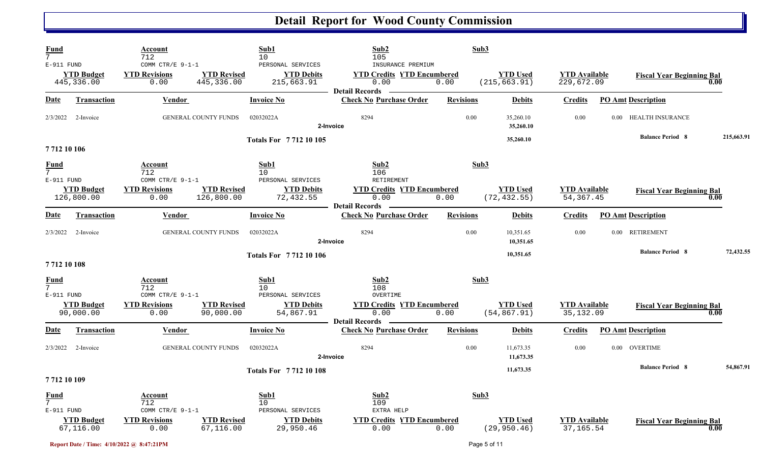# Detail Report for Wood County Commission

| Fund | Account | | Sub1 | Sub2 | | Sub3 | | |
|---|---|---|---|---|---|---|---|---|
| 7 | 712 | | 10 | 105 | | | | |
| E-911 FUND | COMM CTR/E 9-1-1 | | PERSONAL SERVICES | INSURANCE PREMIUM | | | | |
| **YTD Budget** | **YTD Revisions** | **YTD Revised** | **YTD Debits** | **YTD Credits** | **YTD Encumbered** | **YTD Used** | **YTD Available** | **Fiscal Year Beginning Bal** |
| 445,336.00 | 0.00 | 445,336.00 | 215,663.91 | 0.00 | 0.00 | (215,663.91) | 229,672.09 | 0.00 |

**Detail Records**

| Date | Transaction | Vendor | Invoice No | Check No | Purchase Order | Revisions | Debits | Credits | PO Amt | Description |
|---|---|---|---|---|---|---|---|---|---|---|
| 2/3/2022 | 2-Invoice | GENERAL COUNTY FUNDS | 02032022A | 8294 | | 0.00 | 35,260.10 | 0.00 | 0.00 | HEALTH INSURANCE |
| | 2-Invoice | | | | | | 35,260.10 | | | |
| | | | **Totals For 7 712 10 105** | | | | **35,260.10** | | | **Balance Period 8** 215,663.91 |

**7 712 10 106**

| Fund | Account | | Sub1 | Sub2 | | Sub3 | | |
|---|---|---|---|---|---|---|---|---|
| 7 | 712 | | 10 | 106 | | | | |
| E-911 FUND | COMM CTR/E 9-1-1 | | PERSONAL SERVICES | RETIREMENT | | | | |
| **YTD Budget** | **YTD Revisions** | **YTD Revised** | **YTD Debits** | **YTD Credits** | **YTD Encumbered** | **YTD Used** | **YTD Available** | **Fiscal Year Beginning Bal** |
| 126,800.00 | 0.00 | 126,800.00 | 72,432.55 | 0.00 | 0.00 | (72,432.55) | 54,367.45 | 0.00 |

**Detail Records**

| Date | Transaction | Vendor | Invoice No | Check No | Purchase Order | Revisions | Debits | Credits | PO Amt | Description |
|---|---|---|---|---|---|---|---|---|---|---|
| 2/3/2022 | 2-Invoice | GENERAL COUNTY FUNDS | 02032022A | 8294 | | 0.00 | 10,351.65 | 0.00 | 0.00 | RETIREMENT |
| | 2-Invoice | | | | | | 10,351.65 | | | |
| | | | **Totals For 7 712 10 106** | | | | **10,351.65** | | | **Balance Period 8** 72,432.55 |

**7 712 10 108**

| Fund | Account | | Sub1 | Sub2 | | Sub3 | | |
|---|---|---|---|---|---|---|---|---|
| 7 | 712 | | 10 | 108 | | | | |
| E-911 FUND | COMM CTR/E 9-1-1 | | PERSONAL SERVICES | OVERTIME | | | | |
| **YTD Budget** | **YTD Revisions** | **YTD Revised** | **YTD Debits** | **YTD Credits** | **YTD Encumbered** | **YTD Used** | **YTD Available** | **Fiscal Year Beginning Bal** |
| 90,000.00 | 0.00 | 90,000.00 | 54,867.91 | 0.00 | 0.00 | (54,867.91) | 35,132.09 | 0.00 |

**Detail Records**

| Date | Transaction | Vendor | Invoice No | Check No | Purchase Order | Revisions | Debits | Credits | PO Amt | Description |
|---|---|---|---|---|---|---|---|---|---|---|
| 2/3/2022 | 2-Invoice | GENERAL COUNTY FUNDS | 02032022A | 8294 | | 0.00 | 11,673.35 | 0.00 | 0.00 | OVERTIME |
| | 2-Invoice | | | | | | 11,673.35 | | | |
| | | | **Totals For 7 712 10 108** | | | | **11,673.35** | | | **Balance Period 8** 54,867.91 |

**7 712 10 109**

| Fund | Account | | Sub1 | Sub2 | | Sub3 | | |
|---|---|---|---|---|---|---|---|---|
| 7 | 712 | | 10 | 109 | | | | |
| E-911 FUND | COMM CTR/E 9-1-1 | | PERSONAL SERVICES | EXTRA HELP | | | | |
| **YTD Budget** | **YTD Revisions** | **YTD Revised** | **YTD Debits** | **YTD Credits** | **YTD Encumbered** | **YTD Used** | **YTD Available** | **Fiscal Year Beginning Bal** |
| 67,116.00 | 0.00 | 67,116.00 | 29,950.46 | 0.00 | 0.00 | (29,950.46) | 37,165.54 | 0.00 |

Report Date / Time: 4/10/2022 @ 8:47:21PM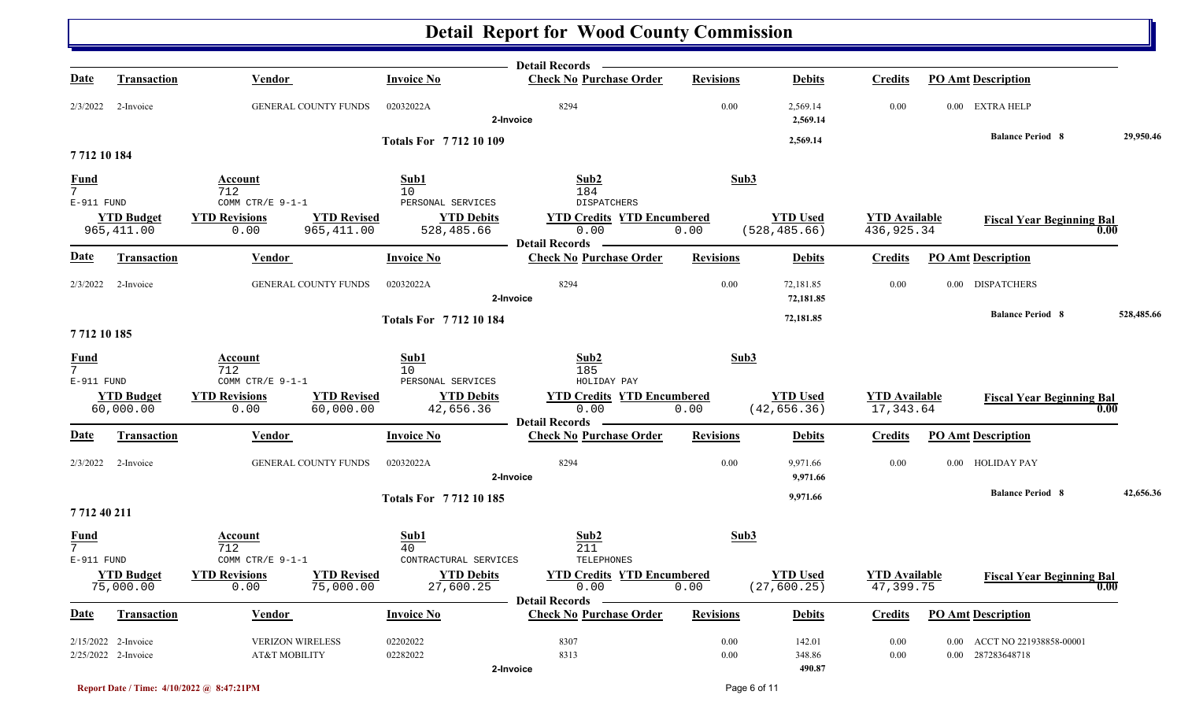# Detail Report for Wood County Commission

**Detail Records**

| Date | Transaction | Vendor | Invoice No | Check No | Purchase Order | Revisions | Debits | Credits | PO Amt | Description |
|---|---|---|---|---|---|---|---|---|---|---|
| 2/3/2022 | 2-Invoice | GENERAL COUNTY FUNDS | 02032022A | 8294 | | 0.00 | 2,569.14 | 0.00 | 0.00 | EXTRA HELP |
| | | | 2-Invoice | | | | 2,569.14 | | | |

**Totals For 7 712 10 109** — 2,569.14 — **Balance Period 8** 29,950.46

## 7 712 10 184

| Fund | Account | Sub1 | Sub2 | Sub3 |
|---|---|---|---|---|
| 7 | 712 | 10 | 184 | |
| E-911 FUND | COMM CTR/E 9-1-1 | PERSONAL SERVICES | DISPATCHERS | |

| YTD Budget | YTD Revisions | YTD Revised | YTD Debits | YTD Credits | YTD Encumbered | YTD Used | YTD Available | Fiscal Year Beginning Bal |
|---|---|---|---|---|---|---|---|---|
| 965,411.00 | 0.00 | 965,411.00 | 528,485.66 | 0.00 | 0.00 | (528,485.66) | 436,925.34 | 0.00 |

**Detail Records**

| Date | Transaction | Vendor | Invoice No | Check No | Purchase Order | Revisions | Debits | Credits | PO Amt | Description |
|---|---|---|---|---|---|---|---|---|---|---|
| 2/3/2022 | 2-Invoice | GENERAL COUNTY FUNDS | 02032022A | 8294 | | 0.00 | 72,181.85 | 0.00 | 0.00 | DISPATCHERS |
| | | | 2-Invoice | | | | 72,181.85 | | | |

**Totals For 7 712 10 184** — 72,181.85 — **Balance Period 8** 528,485.66

## 7 712 10 185

| Fund | Account | Sub1 | Sub2 | Sub3 |
|---|---|---|---|---|
| 7 | 712 | 10 | 185 | |
| E-911 FUND | COMM CTR/E 9-1-1 | PERSONAL SERVICES | HOLIDAY PAY | |

| YTD Budget | YTD Revisions | YTD Revised | YTD Debits | YTD Credits | YTD Encumbered | YTD Used | YTD Available | Fiscal Year Beginning Bal |
|---|---|---|---|---|---|---|---|---|
| 60,000.00 | 0.00 | 60,000.00 | 42,656.36 | 0.00 | 0.00 | (42,656.36) | 17,343.64 | 0.00 |

**Detail Records**

| Date | Transaction | Vendor | Invoice No | Check No | Purchase Order | Revisions | Debits | Credits | PO Amt | Description |
|---|---|---|---|---|---|---|---|---|---|---|
| 2/3/2022 | 2-Invoice | GENERAL COUNTY FUNDS | 02032022A | 8294 | | 0.00 | 9,971.66 | 0.00 | 0.00 | HOLIDAY PAY |
| | | | 2-Invoice | | | | 9,971.66 | | | |

**Totals For 7 712 10 185** — 9,971.66 — **Balance Period 8** 42,656.36

## 7 712 40 211

| Fund | Account | Sub1 | Sub2 | Sub3 |
|---|---|---|---|---|
| 7 | 712 | 40 | 211 | |
| E-911 FUND | COMM CTR/E 9-1-1 | CONTRACTURAL SERVICES | TELEPHONES | |

| YTD Budget | YTD Revisions | YTD Revised | YTD Debits | YTD Credits | YTD Encumbered | YTD Used | YTD Available | Fiscal Year Beginning Bal |
|---|---|---|---|---|---|---|---|---|
| 75,000.00 | 0.00 | 75,000.00 | 27,600.25 | 0.00 | 0.00 | (27,600.25) | 47,399.75 | 0.00 |

**Detail Records**

| Date | Transaction | Vendor | Invoice No | Check No | Purchase Order | Revisions | Debits | Credits | PO Amt | Description |
|---|---|---|---|---|---|---|---|---|---|---|
| 2/15/2022 | 2-Invoice | VERIZON WIRELESS | 02202022 | 8307 | | 0.00 | 142.01 | 0.00 | 0.00 | ACCT NO 221938858-00001 |
| 2/25/2022 | 2-Invoice | AT&T MOBILITY | 02282022 | 8313 | | 0.00 | 348.86 | 0.00 | 0.00 | 287283648718 |
| | | | 2-Invoice | | | | 490.87 | | | |

Report Date / Time: 4/10/2022 @ 8:47:21PM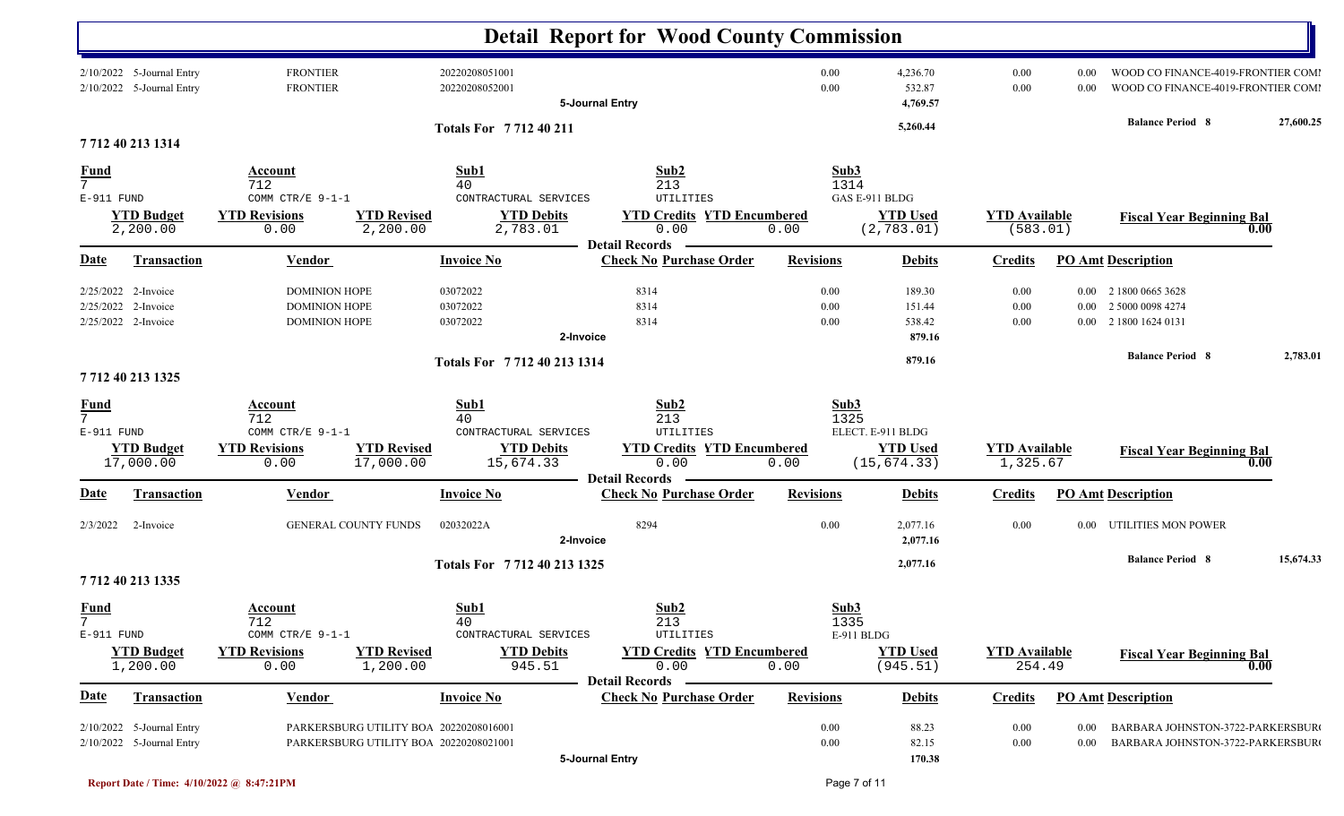# Detail Report for Wood County Commission

| Date | Transaction | Vendor | Invoice No | Check No | Purchase Order | Revisions | Debits | Credits | PO Amt | Description |
|---|---|---|---|---|---|---|---|---|---|---|
| 2/10/2022 | 5-Journal Entry | FRONTIER | 20220208051001 | | | 0.00 | 4,236.70 | 0.00 | 0.00 | WOOD CO FINANCE-4019-FRONTIER COMI |
| 2/10/2022 | 5-Journal Entry | FRONTIER | 20220208052001 | | | 0.00 | 532.87 | 0.00 | 0.00 | WOOD CO FINANCE-4019-FRONTIER COMI |
| | | | 5-Journal Entry | | | | 4,769.57 | | | |

**Totals For 7 712 40 211** — 5,260.44 — **Balance Period 8** 27,600.25

## 7 712 40 213 1314

| Fund | Account | Sub1 | Sub2 | Sub3 |
|---|---|---|---|---|
| 7 | 712 | 40 | 213 | 1314 |
| E-911 FUND | COMM CTR/E 9-1-1 | CONTRACTUAL SERVICES | UTILITIES | GAS E-911 BLDG |

| YTD Budget | YTD Revisions | YTD Revised | YTD Debits | YTD Credits | YTD Encumbered | YTD Used | YTD Available | Fiscal Year Beginning Bal |
|---|---|---|---|---|---|---|---|---|
| 2,200.00 | 0.00 | 2,200.00 | 2,783.01 | 0.00 | 0.00 | (2,783.01) | (583.01) | 0.00 |

**Detail Records**

| Date | Transaction | Vendor | Invoice No | Check No | Purchase Order | Revisions | Debits | Credits | PO Amt | Description |
|---|---|---|---|---|---|---|---|---|---|---|
| 2/25/2022 | 2-Invoice | DOMINION HOPE | 03072022 | 8314 | | 0.00 | 189.30 | 0.00 | 0.00 | 2 1800 0665 3628 |
| 2/25/2022 | 2-Invoice | DOMINION HOPE | 03072022 | 8314 | | 0.00 | 151.44 | 0.00 | 0.00 | 2 5000 0098 4274 |
| 2/25/2022 | 2-Invoice | DOMINION HOPE | 03072022 | 8314 | | 0.00 | 538.42 | 0.00 | 0.00 | 2 1800 1624 0131 |
| | | | 2-Invoice | | | | 879.16 | | | |

**Totals For 7 712 40 213 1314** — 879.16 — **Balance Period 8** 2,783.01

## 7 712 40 213 1325

| Fund | Account | Sub1 | Sub2 | Sub3 |
|---|---|---|---|---|
| 7 | 712 | 40 | 213 | 1325 |
| E-911 FUND | COMM CTR/E 9-1-1 | CONTRACTUAL SERVICES | UTILITIES | ELECT. E-911 BLDG |

| YTD Budget | YTD Revisions | YTD Revised | YTD Debits | YTD Credits | YTD Encumbered | YTD Used | YTD Available | Fiscal Year Beginning Bal |
|---|---|---|---|---|---|---|---|---|
| 17,000.00 | 0.00 | 17,000.00 | 15,674.33 | 0.00 | 0.00 | (15,674.33) | 1,325.67 | 0.00 |

**Detail Records**

| Date | Transaction | Vendor | Invoice No | Check No | Purchase Order | Revisions | Debits | Credits | PO Amt | Description |
|---|---|---|---|---|---|---|---|---|---|---|
| 2/3/2022 | 2-Invoice | GENERAL COUNTY FUNDS | 02032022A | 8294 | | 0.00 | 2,077.16 | 0.00 | 0.00 | UTILITIES MON POWER |
| | | | 2-Invoice | | | | 2,077.16 | | | |

**Totals For 7 712 40 213 1325** — 2,077.16 — **Balance Period 8** 15,674.33

## 7 712 40 213 1335

| Fund | Account | Sub1 | Sub2 | Sub3 |
|---|---|---|---|---|
| 7 | 712 | 40 | 213 | 1335 |
| E-911 FUND | COMM CTR/E 9-1-1 | CONTRACTUAL SERVICES | UTILITIES | E-911 BLDG |

| YTD Budget | YTD Revisions | YTD Revised | YTD Debits | YTD Credits | YTD Encumbered | YTD Used | YTD Available | Fiscal Year Beginning Bal |
|---|---|---|---|---|---|---|---|---|
| 1,200.00 | 0.00 | 1,200.00 | 945.51 | 0.00 | 0.00 | (945.51) | 254.49 | 0.00 |

**Detail Records**

| Date | Transaction | Vendor | Invoice No | Check No | Purchase Order | Revisions | Debits | Credits | PO Amt | Description |
|---|---|---|---|---|---|---|---|---|---|---|
| 2/10/2022 | 5-Journal Entry | PARKERSBURG UTILITY BOA | 20220208016001 | | | 0.00 | 88.23 | 0.00 | 0.00 | BARBARA JOHNSTON-3722-PARKERSBUR( |
| 2/10/2022 | 5-Journal Entry | PARKERSBURG UTILITY BOA | 20220208021001 | | | 0.00 | 82.15 | 0.00 | 0.00 | BARBARA JOHNSTON-3722-PARKERSBUR( |
| | | | 5-Journal Entry | | | | 170.38 | | | |

Report Date / Time: 4/10/2022 @ 8:47:21PM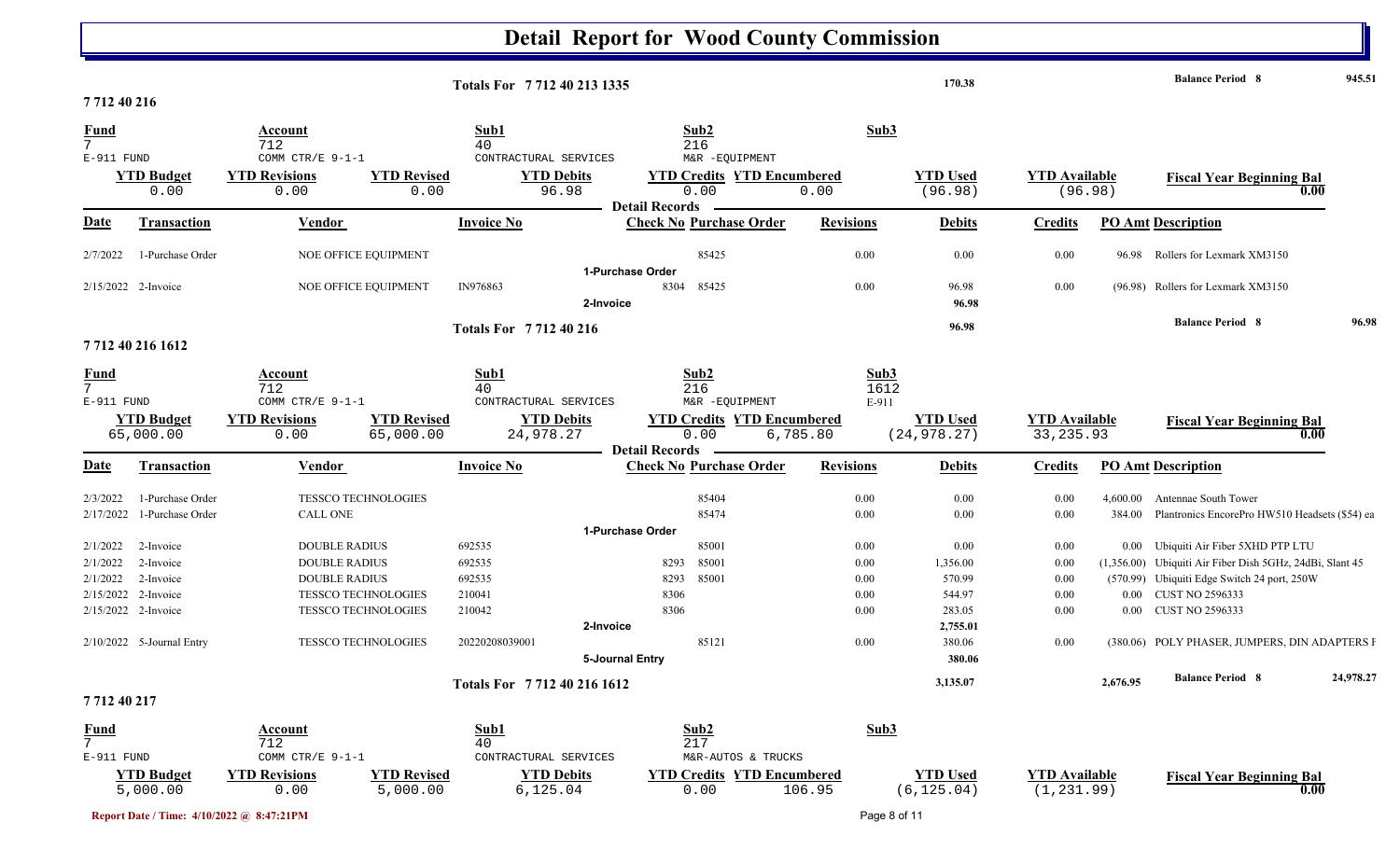# Detail Report for Wood County Commission

| | | | | |
|---|---|---|---|---|
| Totals For 7 712 40 213 1335 | 170.38 | | Balance Period 8 | 945.51 |

## 7 712 40 216

| Fund | Account | Sub1 | Sub2 | Sub3 |
|---|---|---|---|---|
| 7 | 712 | 40 | 216 | |
| E-911 FUND | COMM CTR/E 9-1-1 | CONTRACTUAL SERVICES | M&R -EQUIPMENT | |

| YTD Budget | YTD Revisions | YTD Revised | YTD Debits | YTD Credits | YTD Encumbered | YTD Used | YTD Available | Fiscal Year Beginning Bal |
|---|---|---|---|---|---|---|---|---|
| 0.00 | 0.00 | 0.00 | 96.98 | 0.00 | 0.00 | (96.98) | (96.98) | 0.00 |

**Detail Records**

| Date | Transaction | Vendor | Invoice No | Check No | Purchase Order | Revisions | Debits | Credits | PO Amt | Description |
|---|---|---|---|---|---|---|---|---|---|---|
| 2/7/2022 | 1-Purchase Order | NOE OFFICE EQUIPMENT | | | 85425 | 0.00 | 0.00 | 0.00 | 96.98 | Rollers for Lexmark XM3150 |
| | 1-Purchase Order | | | | | | | | | |
| 2/15/2022 | 2-Invoice | NOE OFFICE EQUIPMENT | IN976863 | 8304 | 85425 | 0.00 | 96.98 | 0.00 | (96.98) | Rollers for Lexmark XM3150 |
| | 2-Invoice | | | | | | 96.98 | | | |
| | Totals For 7 712 40 216 | | | | | | 96.98 | | | Balance Period 8 96.98 |

## 7 712 40 216 1612

| Fund | Account | Sub1 | Sub2 | Sub3 |
|---|---|---|---|---|
| 7 | 712 | 40 | 216 | 1612 |
| E-911 FUND | COMM CTR/E 9-1-1 | CONTRACTUAL SERVICES | M&R -EQUIPMENT | E-911 |

| YTD Budget | YTD Revisions | YTD Revised | YTD Debits | YTD Credits | YTD Encumbered | YTD Used | YTD Available | Fiscal Year Beginning Bal |
|---|---|---|---|---|---|---|---|---|
| 65,000.00 | 0.00 | 65,000.00 | 24,978.27 | 0.00 | 6,785.80 | (24,978.27) | 33,235.93 | 0.00 |

**Detail Records**

| Date | Transaction | Vendor | Invoice No | Check No | Purchase Order | Revisions | Debits | Credits | PO Amt | Description |
|---|---|---|---|---|---|---|---|---|---|---|
| 2/3/2022 | 1-Purchase Order | TESSCO TECHNOLOGIES | | | 85404 | 0.00 | 0.00 | 0.00 | 4,600.00 | Antennae South Tower |
| 2/17/2022 | 1-Purchase Order | CALL ONE | | | 85474 | 0.00 | 0.00 | 0.00 | 384.00 | Plantronics EncorePro HW510 Headsets ($54) ea |
| | 1-Purchase Order | | | | | | | | | |
| 2/1/2022 | 2-Invoice | DOUBLE RADIUS | 692535 | | 85001 | 0.00 | 0.00 | 0.00 | 0.00 | Ubiquiti Air Fiber 5XHD PTP LTU |
| 2/1/2022 | 2-Invoice | DOUBLE RADIUS | 692535 | 8293 | 85001 | 0.00 | 1,356.00 | 0.00 | (1,356.00) | Ubiquiti Air Fiber Dish 5GHz, 24dBi, Slant 45 |
| 2/1/2022 | 2-Invoice | DOUBLE RADIUS | 692535 | 8293 | 85001 | 0.00 | 570.99 | 0.00 | (570.99) | Ubiquiti Edge Switch 24 port, 250W |
| 2/15/2022 | 2-Invoice | TESSCO TECHNOLOGIES | 210041 | 8306 | | 0.00 | 544.97 | 0.00 | 0.00 | CUST NO 2596333 |
| 2/15/2022 | 2-Invoice | TESSCO TECHNOLOGIES | 210042 | 8306 | | 0.00 | 283.05 | 0.00 | 0.00 | CUST NO 2596333 |
| | 2-Invoice | | | | | | 2,755.01 | | | |
| 2/10/2022 | 5-Journal Entry | TESSCO TECHNOLOGIES | 20220208039001 | | 85121 | 0.00 | 380.06 | 0.00 | (380.06) | POLY PHASER, JUMPERS, DIN ADAPTERS F |
| | 5-Journal Entry | | | | | | 380.06 | | | |
| | Totals For 7 712 40 216 1612 | | | | | | 3,135.07 | | 2,676.95 | Balance Period 8 24,978.27 |

## 7 712 40 217

| Fund | Account | Sub1 | Sub2 | Sub3 |
|---|---|---|---|---|
| 7 | 712 | 40 | 217 | |
| E-911 FUND | COMM CTR/E 9-1-1 | CONTRACTUAL SERVICES | M&R-AUTOS & TRUCKS | |

| YTD Budget | YTD Revisions | YTD Revised | YTD Debits | YTD Credits | YTD Encumbered | YTD Used | YTD Available | Fiscal Year Beginning Bal |
|---|---|---|---|---|---|---|---|---|
| 5,000.00 | 0.00 | 5,000.00 | 6,125.04 | 0.00 | 106.95 | (6,125.04) | (1,231.99) | 0.00 |

Report Date / Time: 4/10/2022 @ 8:47:21PM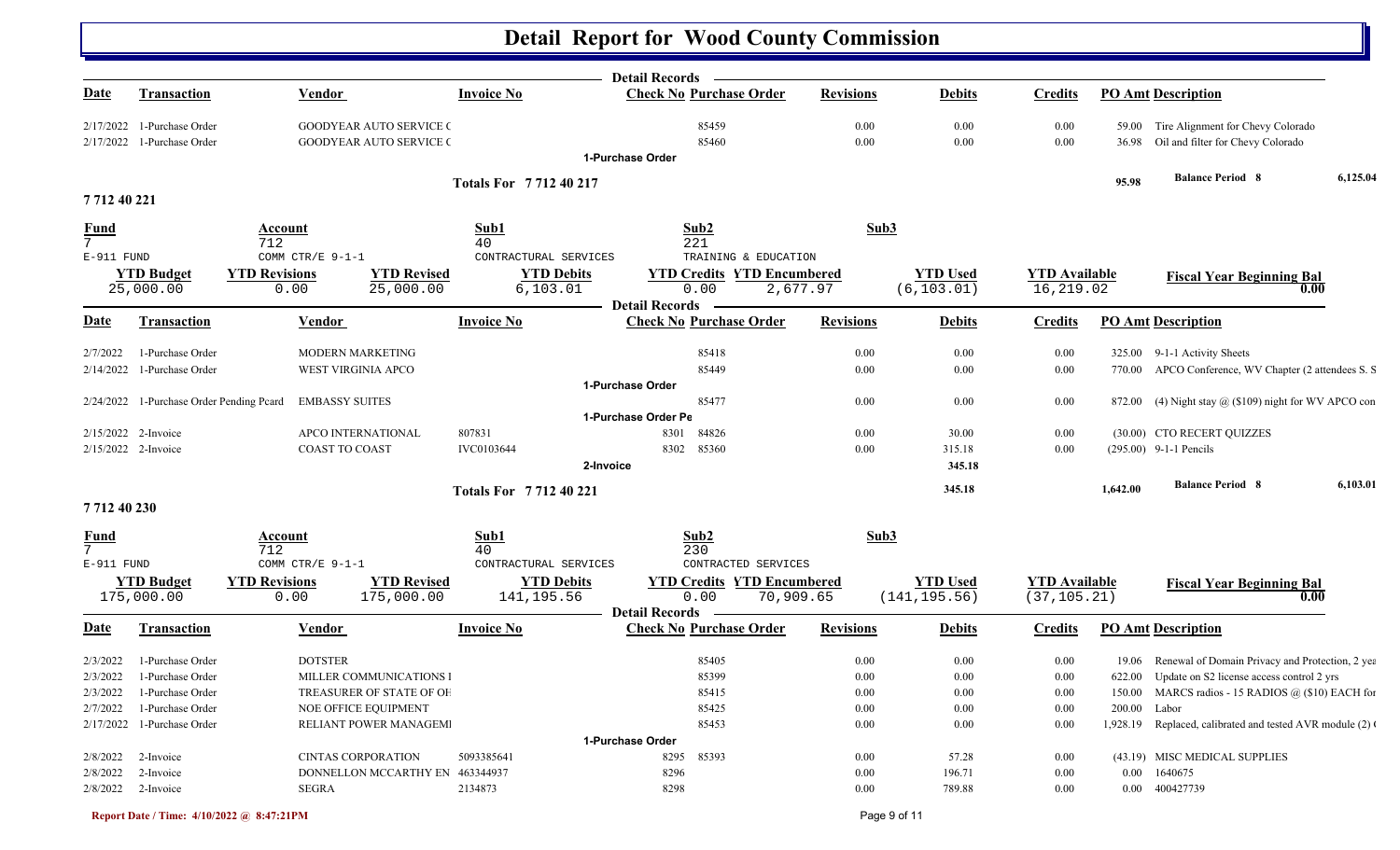# Detail Report for Wood County Commission

Detail Records

| Date | Transaction | Vendor | Invoice No | Check No | Purchase Order | Revisions | Debits | Credits | PO Amt | Description |
|---|---|---|---|---|---|---|---|---|---|---|
| 2/17/2022 | 1-Purchase Order | GOODYEAR AUTO SERVICE C | | | 85459 | 0.00 | 0.00 | 0.00 | 59.00 | Tire Alignment for Chevy Colorado |
| 2/17/2022 | 1-Purchase Order | GOODYEAR AUTO SERVICE C | | | 85460 | 0.00 | 0.00 | 0.00 | 36.98 | Oil and filter for Chevy Colorado |
| | | | 1-Purchase Order | | | | | | | |
| | | | Totals For 7 712 40 217 | | | | | | 95.98 | Balance Period 8 6,125.04 |

## 7 712 40 221

| Fund | Account | Sub1 | Sub2 | Sub3 |
|---|---|---|---|---|
| 7 | 712 | 40 | 221 | |
| E-911 FUND | COMM CTR/E 9-1-1 | CONTRACTUAL SERVICES | TRAINING & EDUCATION | |

| YTD Budget | YTD Revisions | YTD Revised | YTD Debits | YTD Credits | YTD Encumbered | YTD Used | YTD Available | Fiscal Year Beginning Bal |
|---|---|---|---|---|---|---|---|---|
| 25,000.00 | 0.00 | 25,000.00 | 6,103.01 | 0.00 | 2,677.97 | (6,103.01) | 16,219.02 | 0.00 |

Detail Records

| Date | Transaction | Vendor | Invoice No | Check No | Purchase Order | Revisions | Debits | Credits | PO Amt | Description |
|---|---|---|---|---|---|---|---|---|---|---|
| 2/7/2022 | 1-Purchase Order | MODERN MARKETING | | | 85418 | 0.00 | 0.00 | 0.00 | 325.00 | 9-1-1 Activity Sheets |
| 2/14/2022 | 1-Purchase Order | WEST VIRGINIA APCO | | | 85449 | 0.00 | 0.00 | 0.00 | 770.00 | APCO Conference, WV Chapter (2 attendees S. S |
| | | | 1-Purchase Order | | | | | | | |
| 2/24/2022 | 1-Purchase Order Pending Pcard | EMBASSY SUITES | | | 85477 | 0.00 | 0.00 | 0.00 | 872.00 | (4) Night stay @ ($109) night for WV APCO con |
| | | | 1-Purchase Order Pe | | | | | | | |
| 2/15/2022 | 2-Invoice | APCO INTERNATIONAL | 807831 | 8301 | 84826 | 0.00 | 30.00 | 0.00 | (30.00) | CTO RECERT QUIZZES |
| 2/15/2022 | 2-Invoice | COAST TO COAST | IVC0103644 | 8302 | 85360 | 0.00 | 315.18 | 0.00 | (295.00) | 9-1-1 Pencils |
| | | | 2-Invoice | | | | 345.18 | | | |
| | | | Totals For 7 712 40 221 | | | | 345.18 | | 1,642.00 | Balance Period 8 6,103.01 |

## 7 712 40 230

| Fund | Account | Sub1 | Sub2 | Sub3 |
|---|---|---|---|---|
| 7 | 712 | 40 | 230 | |
| E-911 FUND | COMM CTR/E 9-1-1 | CONTRACTUAL SERVICES | CONTRACTED SERVICES | |

| YTD Budget | YTD Revisions | YTD Revised | YTD Debits | YTD Credits | YTD Encumbered | YTD Used | YTD Available | Fiscal Year Beginning Bal |
|---|---|---|---|---|---|---|---|---|
| 175,000.00 | 0.00 | 175,000.00 | 141,195.56 | 0.00 | 70,909.65 | (141,195.56) | (37,105.21) | 0.00 |

Detail Records

| Date | Transaction | Vendor | Invoice No | Check No | Purchase Order | Revisions | Debits | Credits | PO Amt | Description |
|---|---|---|---|---|---|---|---|---|---|---|
| 2/3/2022 | 1-Purchase Order | DOTSTER | | | 85405 | 0.00 | 0.00 | 0.00 | 19.06 | Renewal of Domain Privacy and Protection, 2 yea |
| 2/3/2022 | 1-Purchase Order | MILLER COMMUNICATIONS I | | | 85399 | 0.00 | 0.00 | 0.00 | 622.00 | Update on S2 license access control 2 yrs |
| 2/3/2022 | 1-Purchase Order | TREASURER OF STATE OF OH | | | 85415 | 0.00 | 0.00 | 0.00 | 150.00 | MARCS radios - 15 RADIOS @ ($10) EACH for |
| 2/7/2022 | 1-Purchase Order | NOE OFFICE EQUIPMENT | | | 85425 | 0.00 | 0.00 | 0.00 | 200.00 | Labor |
| 2/17/2022 | 1-Purchase Order | RELIANT POWER MANAGEMI | | | 85453 | 0.00 | 0.00 | 0.00 | 1,928.19 | Replaced, calibrated and tested AVR module (2) ( |
| | | | 1-Purchase Order | | | | | | | |
| 2/8/2022 | 2-Invoice | CINTAS CORPORATION | 5093385641 | 8295 | 85393 | 0.00 | 57.28 | 0.00 | (43.19) | MISC MEDICAL SUPPLIES |
| 2/8/2022 | 2-Invoice | DONNELLON MCCARTHY EN | 463344937 | 8296 | | 0.00 | 196.71 | 0.00 | 0.00 | 1640675 |
| 2/8/2022 | 2-Invoice | SEGRA | 2134873 | 8298 | | 0.00 | 789.88 | 0.00 | 0.00 | 400427739 |

Report Date / Time: 4/10/2022 @ 8:47:21PM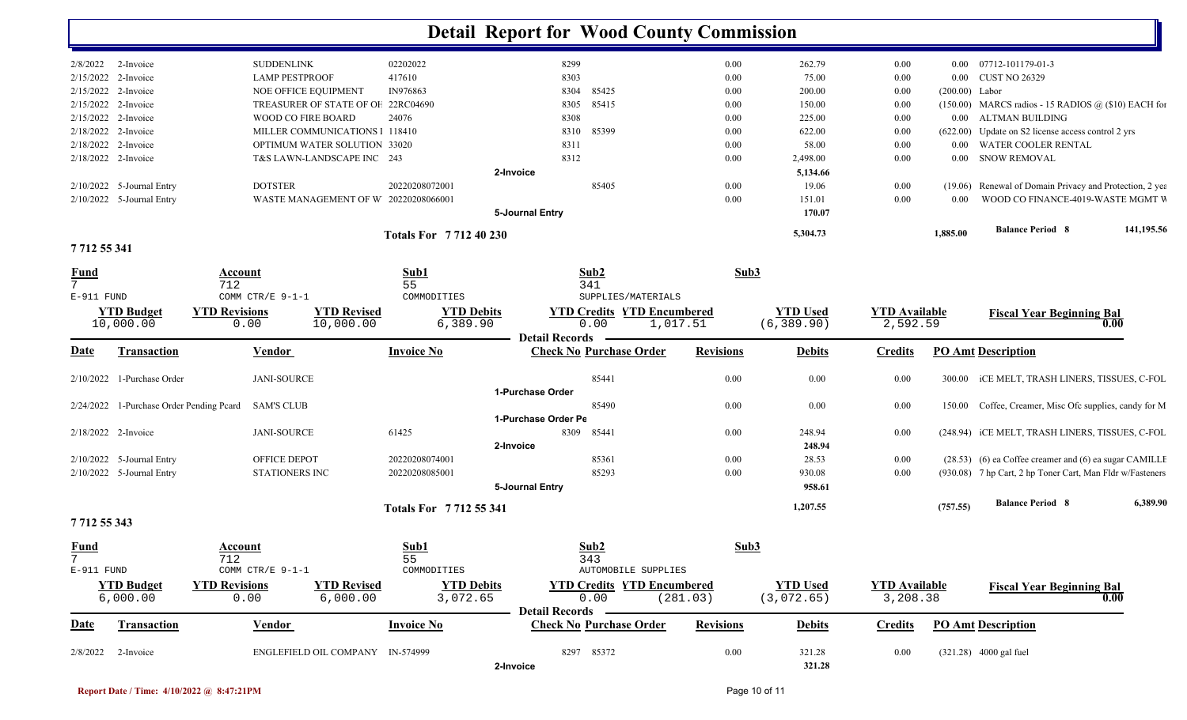# Detail Report for Wood County Commission

| Date | Transaction | Vendor | Invoice No | Check No | Purchase Order | Revisions | Debits | Credits | PO Amt | Description |
|---|---|---|---|---|---|---|---|---|---|---|
| 2/8/2022 | 2-Invoice | SUDDENLINK | 02202022 | 8299 | | 0.00 | 262.79 | 0.00 | 0.00 | 07712-101179-01-3 |
| 2/15/2022 | 2-Invoice | LAMP PESTPROOF | 417610 | 8303 | | 0.00 | 75.00 | 0.00 | 0.00 | CUST NO 26329 |
| 2/15/2022 | 2-Invoice | NOE OFFICE EQUIPMENT | IN976863 | 8304 | 85425 | 0.00 | 200.00 | 0.00 | (200.00) | Labor |
| 2/15/2022 | 2-Invoice | TREASURER OF STATE OF OH | 22RC04690 | 8305 | 85415 | 0.00 | 150.00 | 0.00 | (150.00) | MARCS radios - 15 RADIOS @ ($10) EACH for |
| 2/15/2022 | 2-Invoice | WOOD CO FIRE BOARD | 24076 | 8308 | | 0.00 | 225.00 | 0.00 | 0.00 | ALTMAN BUILDING |
| 2/18/2022 | 2-Invoice | MILLER COMMUNICATIONS I | 118410 | 8310 | 85399 | 0.00 | 622.00 | 0.00 | (622.00) | Update on S2 license access control 2 yrs |
| 2/18/2022 | 2-Invoice | OPTIMUM WATER SOLUTION | 33020 | 8311 | | 0.00 | 58.00 | 0.00 | 0.00 | WATER COOLER RENTAL |
| 2/18/2022 | 2-Invoice | T&S LAWN-LANDSCAPE INC | 243 | 8312 | | 0.00 | 2,498.00 | 0.00 | 0.00 | SNOW REMOVAL |
| | | | | 2-Invoice | | | 5,134.66 | | | |
| 2/10/2022 | 5-Journal Entry | DOTSTER | 20220208072001 | | 85405 | 0.00 | 19.06 | 0.00 | (19.06) | Renewal of Domain Privacy and Protection, 2 yea |
| 2/10/2022 | 5-Journal Entry | WASTE MANAGEMENT OF W | 20220208066001 | | | 0.00 | 151.01 | 0.00 | 0.00 | WOOD CO FINANCE-4019-WASTE MGMT W |
| | | | | 5-Journal Entry | | | 170.07 | | | |
| | | | Totals For 7 712 40 230 | | | | 5,304.73 | | 1,885.00 | Balance Period 8 — 141,195.56 |

## 7 712 55 341

| Fund | Account | Sub1 | Sub2 | Sub3 |
|---|---|---|---|---|
| 7 | 712 | 55 | 341 | |
| E-911 FUND | COMM CTR/E 9-1-1 | COMMODITIES | SUPPLIES/MATERIALS | |

| YTD Budget | YTD Revisions | YTD Revised | YTD Debits | YTD Credits | YTD Encumbered | YTD Used | YTD Available | Fiscal Year Beginning Bal |
|---|---|---|---|---|---|---|---|---|
| 10,000.00 | 0.00 | 10,000.00 | 6,389.90 | 0.00 | 1,017.51 | (6,389.90) | 2,592.59 | 0.00 |

**Detail Records**

| Date | Transaction | Vendor | Invoice No | Check No | Purchase Order | Revisions | Debits | Credits | PO Amt | Description |
|---|---|---|---|---|---|---|---|---|---|---|
| 2/10/2022 | 1-Purchase Order | JANI-SOURCE | | | 85441 | 0.00 | 0.00 | 0.00 | 300.00 | iCE MELT, TRASH LINERS, TISSUES, C-FOL |
| | | | | 1-Purchase Order | | | | | | |
| 2/24/2022 | 1-Purchase Order Pending Pcard | SAM'S CLUB | | | 85490 | 0.00 | 0.00 | 0.00 | 150.00 | Coffee, Creamer, Misc Ofc supplies, candy for M |
| | | | | 1-Purchase Order Pe | | | | | | |
| 2/18/2022 | 2-Invoice | JANI-SOURCE | 61425 | 8309 | 85441 | 0.00 | 248.94 | 0.00 | (248.94) | iCE MELT, TRASH LINERS, TISSUES, C-FOL |
| | | | | 2-Invoice | | | 248.94 | | | |
| 2/10/2022 | 5-Journal Entry | OFFICE DEPOT | 20220208074001 | | 85361 | 0.00 | 28.53 | 0.00 | (28.53) | (6) ea Coffee creamer and (6) ea sugar CAMILLE |
| 2/10/2022 | 5-Journal Entry | STATIONERS INC | 20220208085001 | | 85293 | 0.00 | 930.08 | 0.00 | (930.08) | 7 hp Cart, 2 hp Toner Cart, Man Fldr w/Fasteners |
| | | | | 5-Journal Entry | | | 958.61 | | | |
| | | | Totals For 7 712 55 341 | | | | 1,207.55 | | (757.55) | Balance Period 8 — 6,389.90 |

## 7 712 55 343

| Fund | Account | Sub1 | Sub2 | Sub3 |
|---|---|---|---|---|
| 7 | 712 | 55 | 343 | |
| E-911 FUND | COMM CTR/E 9-1-1 | COMMODITIES | AUTOMOBILE SUPPLIES | |

| YTD Budget | YTD Revisions | YTD Revised | YTD Debits | YTD Credits | YTD Encumbered | YTD Used | YTD Available | Fiscal Year Beginning Bal |
|---|---|---|---|---|---|---|---|---|
| 6,000.00 | 0.00 | 6,000.00 | 3,072.65 | 0.00 | (281.03) | (3,072.65) | 3,208.38 | 0.00 |

**Detail Records**

| Date | Transaction | Vendor | Invoice No | Check No | Purchase Order | Revisions | Debits | Credits | PO Amt | Description |
|---|---|---|---|---|---|---|---|---|---|---|
| 2/8/2022 | 2-Invoice | ENGLEFIELD OIL COMPANY | IN-574999 | 8297 | 85372 | 0.00 | 321.28 | 0.00 | (321.28) | 4000 gal fuel |
| | | | | 2-Invoice | | | 321.28 | | | |

Report Date / Time: 4/10/2022 @ 8:47:21PM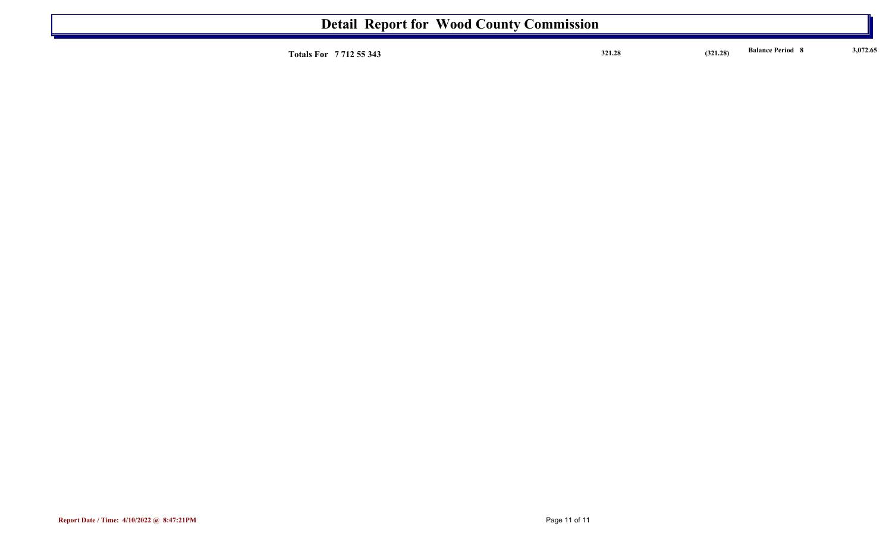# Detail Report for Wood County Commission

| | | | | |
|---|---|---|---|---|
| **Totals For 7 712 55 343** | **321.28** | **(321.28)** | **Balance Period 8** | **3,072.65** |

**Report Date / Time: 4/10/2022 @ 8:47:21PM**